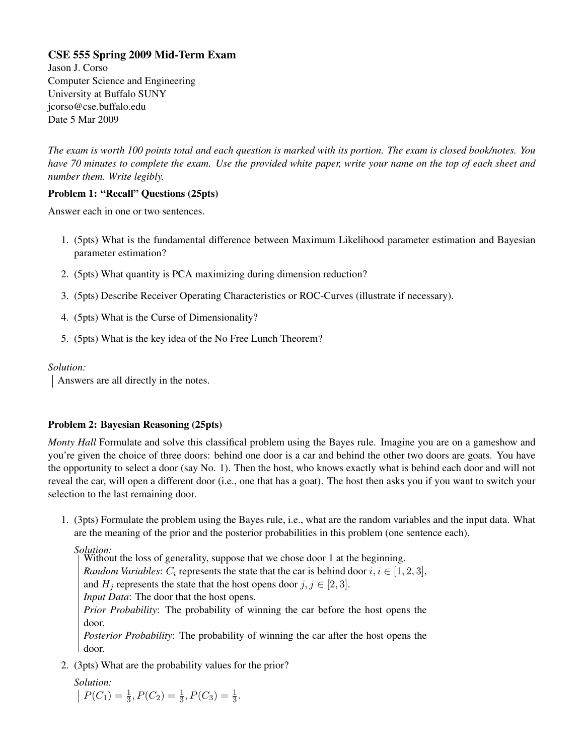# CSE 555 Spring 2009 Mid-Term Exam

Jason J. Corso
Computer Science and Engineering
University at Buffalo SUNY
jcorso@cse.buffalo.edu
Date 5 Mar 2009

*The exam is worth 100 points total and each question is marked with its portion. The exam is closed book/notes. You have 70 minutes to complete the exam. Use the provided white paper, write your name on the top of each sheet and number them. Write legibly.*

**Problem 1: "Recall" Questions (25pts)**

Answer each in one or two sentences.

1. (5pts) What is the fundamental difference between Maximum Likelihood parameter estimation and Bayesian parameter estimation?
2. (5pts) What quantity is PCA maximizing during dimension reduction?
3. (5pts) Describe Receiver Operating Characteristics or ROC-Curves (illustrate if necessary).
4. (5pts) What is the Curse of Dimensionality?
5. (5pts) What is the key idea of the No Free Lunch Theorem?

*Solution:*

> Answers are all directly in the notes.

**Problem 2: Bayesian Reasoning (25pts)**

*Monty Hall* Formulate and solve this classifical problem using the Bayes rule. Imagine you are on a gameshow and you're given the choice of three doors: behind one door is a car and behind the other two doors are goats. You have the opportunity to select a door (say No. 1). Then the host, who knows exactly what is behind each door and will not reveal the car, will open a different door (i.e., one that has a goat). The host then asks you if you want to switch your selection to the last remaining door.

1. (3pts) Formulate the problem using the Bayes rule, i.e., what are the random variables and the input data. What are the meaning of the prior and the posterior probabilities in this problem (one sentence each).

   *Solution:*

   > Without the loss of generality, suppose that we chose door 1 at the beginning.
   > *Random Variables*: $C_i$ represents the state that the car is behind door $i, i \in [1, 2, 3]$, and $H_j$ represents the state that the host opens door $j, j \in [2, 3]$.
   > *Input Data*: The door that the host opens.
   > *Prior Probability*: The probability of winning the car before the host opens the door.
   > *Posterior Probability*: The probability of winning the car after the host opens the door.

2. (3pts) What are the probability values for the prior?

   *Solution:*

   > $P(C_1) = \frac{1}{3}, P(C_2) = \frac{1}{3}, P(C_3) = \frac{1}{3}$.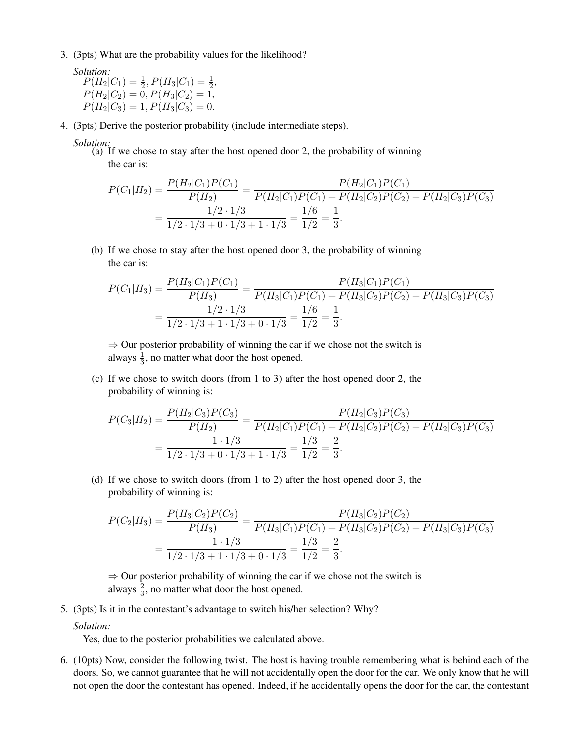3. (3pts) What are the probability values for the likelihood?

   *Solution:*

   $P(H_2|C_1) = \frac{1}{2}, P(H_3|C_1) = \frac{1}{2},$
   $P(H_2|C_2) = 0, P(H_3|C_2) = 1,$
   $P(H_2|C_3) = 1, P(H_3|C_3) = 0.$

4. (3pts) Derive the posterior probability (include intermediate steps).

   *Solution:*

   (a) If we chose to stay after the host opened door 2, the probability of winning the car is:

   $$P(C_1|H_2) = \frac{P(H_2|C_1)P(C_1)}{P(H_2)} = \frac{P(H_2|C_1)P(C_1)}{P(H_2|C_1)P(C_1) + P(H_2|C_2)P(C_2) + P(H_2|C_3)P(C_3)}$$
   $$= \frac{1/2 \cdot 1/3}{1/2 \cdot 1/3 + 0 \cdot 1/3 + 1 \cdot 1/3} = \frac{1/6}{1/2} = \frac{1}{3}.$$

   (b) If we chose to stay after the host opened door 3, the probability of winning the car is:

   $$P(C_1|H_3) = \frac{P(H_3|C_1)P(C_1)}{P(H_3)} = \frac{P(H_3|C_1)P(C_1)}{P(H_3|C_1)P(C_1) + P(H_3|C_2)P(C_2) + P(H_3|C_3)P(C_3)}$$
   $$= \frac{1/2 \cdot 1/3}{1/2 \cdot 1/3 + 1 \cdot 1/3 + 0 \cdot 1/3} = \frac{1/6}{1/2} = \frac{1}{3}.$$

   $\Rightarrow$ Our posterior probability of winning the car if we chose not the switch is always $\frac{1}{3}$, no matter what door the host opened.

   (c) If we chose to switch doors (from 1 to 3) after the host opened door 2, the probability of winning is:

   $$P(C_3|H_2) = \frac{P(H_2|C_3)P(C_3)}{P(H_2)} = \frac{P(H_2|C_3)P(C_3)}{P(H_2|C_1)P(C_1) + P(H_2|C_2)P(C_2) + P(H_2|C_3)P(C_3)}$$
   $$= \frac{1 \cdot 1/3}{1/2 \cdot 1/3 + 0 \cdot 1/3 + 1 \cdot 1/3} = \frac{1/3}{1/2} = \frac{2}{3}.$$

   (d) If we chose to switch doors (from 1 to 2) after the host opened door 3, the probability of winning is:

   $$P(C_2|H_3) = \frac{P(H_3|C_2)P(C_2)}{P(H_3)} = \frac{P(H_3|C_2)P(C_2)}{P(H_3|C_1)P(C_1) + P(H_3|C_2)P(C_2) + P(H_3|C_3)P(C_3)}$$
   $$= \frac{1 \cdot 1/3}{1/2 \cdot 1/3 + 1 \cdot 1/3 + 0 \cdot 1/3} = \frac{1/3}{1/2} = \frac{2}{3}.$$

   $\Rightarrow$ Our posterior probability of winning the car if we chose not the switch is always $\frac{2}{3}$, no matter what door the host opened.

5. (3pts) Is it in the contestant's advantage to switch his/her selection? Why?

   *Solution:*

   Yes, due to the posterior probabilities we calculated above.

6. (10pts) Now, consider the following twist. The host is having trouble remembering what is behind each of the doors. So, we cannot guarantee that he will not accidentally open the door for the car. We only know that he will not open the door the contestant has opened. Indeed, if he accidentally opens the door for the car, the contestant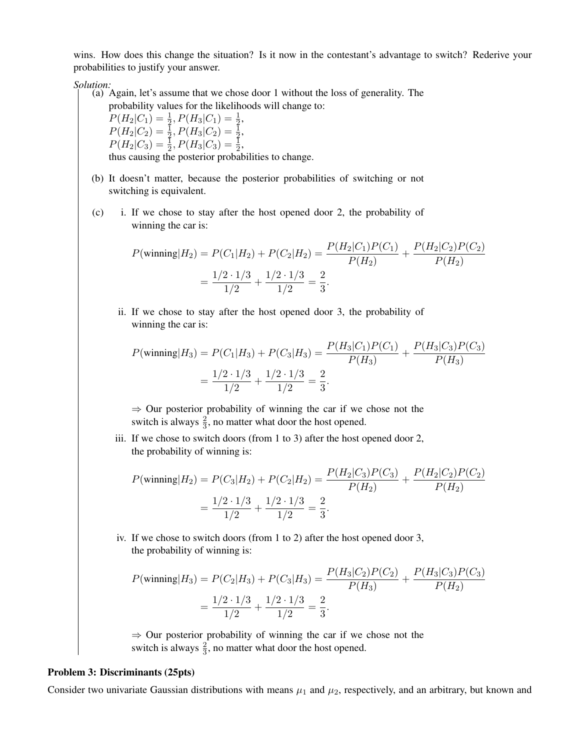wins. How does this change the situation? Is it now in the contestant's advantage to switch? Rederive your probabilities to justify your answer.

*Solution:*

(a) Again, let's assume that we chose door 1 without the loss of generality. The probability values for the likelihoods will change to:
$P(H_2|C_1) = \frac{1}{2}, P(H_3|C_1) = \frac{1}{2}$,
$P(H_2|C_2) = \frac{1}{2}, P(H_3|C_2) = \frac{1}{2}$,
$P(H_2|C_3) = \frac{1}{2}, P(H_3|C_3) = \frac{1}{2}$,
thus causing the posterior probabilities to change.

(b) It doesn't matter, because the posterior probabilities of switching or not switching is equivalent.

(c) i. If we chose to stay after the host opened door 2, the probability of winning the car is:

$$P(\text{winning}|H_2) = P(C_1|H_2) + P(C_2|H_2) = \frac{P(H_2|C_1)P(C_1)}{P(H_2)} + \frac{P(H_2|C_2)P(C_2)}{P(H_2)}$$
$$= \frac{1/2 \cdot 1/3}{1/2} + \frac{1/2 \cdot 1/3}{1/2} = \frac{2}{3}.$$

ii. If we chose to stay after the host opened door 3, the probability of winning the car is:

$$P(\text{winning}|H_3) = P(C_1|H_3) + P(C_3|H_3) = \frac{P(H_3|C_1)P(C_1)}{P(H_3)} + \frac{P(H_3|C_3)P(C_3)}{P(H_3)}$$
$$= \frac{1/2 \cdot 1/3}{1/2} + \frac{1/2 \cdot 1/3}{1/2} = \frac{2}{3}.$$

$\Rightarrow$ Our posterior probability of winning the car if we chose not the switch is always $\frac{2}{3}$, no matter what door the host opened.

iii. If we chose to switch doors (from 1 to 3) after the host opened door 2, the probability of winning is:

$$P(\text{winning}|H_2) = P(C_3|H_2) + P(C_2|H_2) = \frac{P(H_2|C_3)P(C_3)}{P(H_2)} + \frac{P(H_2|C_2)P(C_2)}{P(H_2)}$$
$$= \frac{1/2 \cdot 1/3}{1/2} + \frac{1/2 \cdot 1/3}{1/2} = \frac{2}{3}.$$

iv. If we chose to switch doors (from 1 to 2) after the host opened door 3, the probability of winning is:

$$P(\text{winning}|H_3) = P(C_2|H_3) + P(C_3|H_3) = \frac{P(H_3|C_2)P(C_2)}{P(H_3)} + \frac{P(H_3|C_3)P(C_3)}{P(H_2)}$$
$$= \frac{1/2 \cdot 1/3}{1/2} + \frac{1/2 \cdot 1/3}{1/2} = \frac{2}{3}.$$

$\Rightarrow$ Our posterior probability of winning the car if we chose not the switch is always $\frac{2}{3}$, no matter what door the host opened.

**Problem 3: Discriminants (25pts)**

Consider two univariate Gaussian distributions with means $\mu_1$ and $\mu_2$, respectively, and an arbitrary, but known and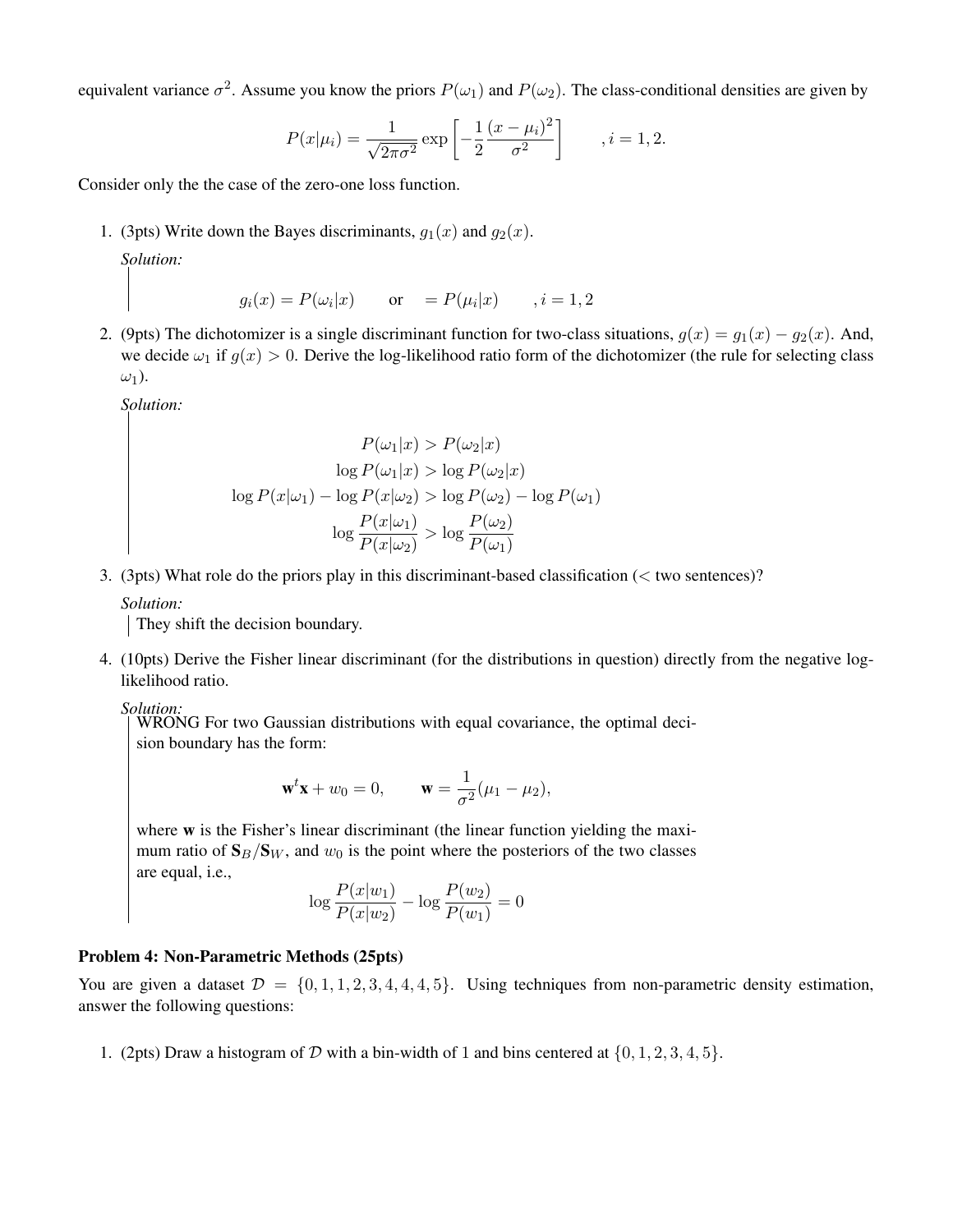equivalent variance $\sigma^2$. Assume you know the priors $P(\omega_1)$ and $P(\omega_2)$. The class-conditional densities are given by

$$P(x|\mu_i) = \frac{1}{\sqrt{2\pi\sigma^2}} \exp\left[-\frac{1}{2}\frac{(x-\mu_i)^2}{\sigma^2}\right] \qquad , i = 1, 2.$$

Consider only the the case of the zero-one loss function.

1. (3pts) Write down the Bayes discriminants, $g_1(x)$ and $g_2(x)$.

   *Solution:*

   $$g_i(x) = P(\omega_i|x) \qquad \text{or} \quad = P(\mu_i|x) \qquad , i = 1, 2$$

2. (9pts) The dichotomizer is a single discriminant function for two-class situations, $g(x) = g_1(x) - g_2(x)$. And, we decide $\omega_1$ if $g(x) > 0$. Derive the log-likelihood ratio form of the dichotomizer (the rule for selecting class $\omega_1$).

   *Solution:*

   $$P(\omega_1|x) > P(\omega_2|x)$$
   $$\log P(\omega_1|x) > \log P(\omega_2|x)$$
   $$\log P(x|\omega_1) - \log P(x|\omega_2) > \log P(\omega_2) - \log P(\omega_1)$$
   $$\log \frac{P(x|\omega_1)}{P(x|\omega_2)} > \log \frac{P(\omega_2)}{P(\omega_1)}$$

3. (3pts) What role do the priors play in this discriminant-based classification (< two sentences)?

   *Solution:*

   They shift the decision boundary.

4. (10pts) Derive the Fisher linear discriminant (for the distributions in question) directly from the negative log-likelihood ratio.

   *Solution:*

   WRONG For two Gaussian distributions with equal covariance, the optimal decision boundary has the form:

   $$\mathbf{w}^t\mathbf{x} + w_0 = 0, \qquad \mathbf{w} = \frac{1}{\sigma^2}(\mu_1 - \mu_2),$$

   where $\mathbf{w}$ is the Fisher's linear discriminant (the linear function yielding the maximum ratio of $\mathbf{S}_B/\mathbf{S}_W$, and $w_0$ is the point where the posteriors of the two classes are equal, i.e.,

   $$\log \frac{P(x|w_1)}{P(x|w_2)} - \log \frac{P(w_2)}{P(w_1)} = 0$$

### Problem 4: Non-Parametric Methods (25pts)

You are given a dataset $\mathcal{D} = \{0, 1, 1, 2, 3, 4, 4, 4, 5\}$. Using techniques from non-parametric density estimation, answer the following questions:

1. (2pts) Draw a histogram of $\mathcal{D}$ with a bin-width of 1 and bins centered at $\{0, 1, 2, 3, 4, 5\}$.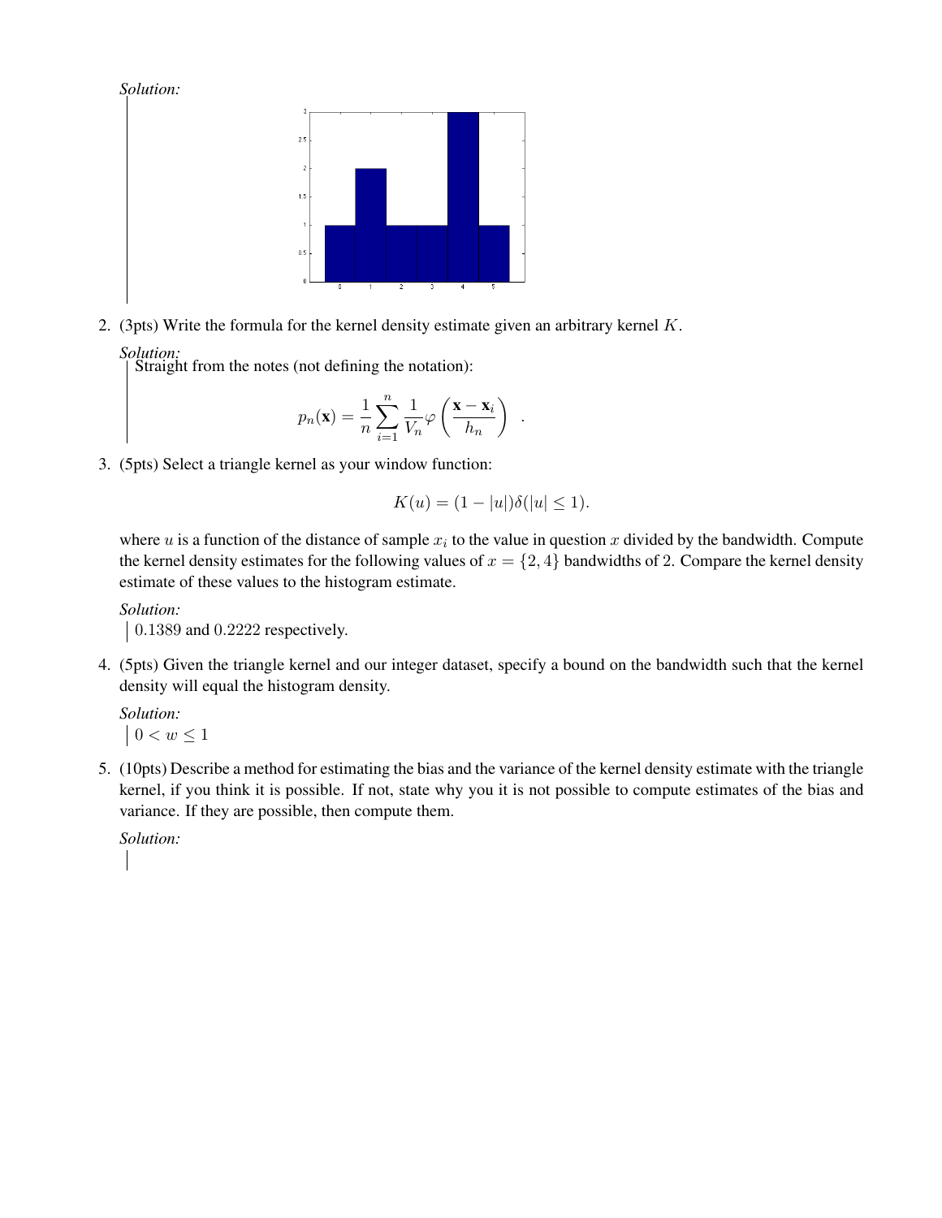*Solution:*

3
2.5
2
1.5
1
0.5
0
0 1 2 3 4 5

2. (3pts) Write the formula for the kernel density estimate given an arbitrary kernel $K$.

   *Solution:*
   Straight from the notes (not defining the notation):

   $$p_n(\mathbf{x}) = \frac{1}{n} \sum_{i=1}^{n} \frac{1}{V_n} \varphi \left( \frac{\mathbf{x} - \mathbf{x}_i}{h_n} \right) \quad .$$

3. (5pts) Select a triangle kernel as your window function:

   $$K(u) = (1 - |u|)\delta(|u| \leq 1).$$

   where $u$ is a function of the distance of sample $x_i$ to the value in question $x$ divided by the bandwidth. Compute the kernel density estimates for the following values of $x = \{2, 4\}$ bandwidths of 2. Compare the kernel density estimate of these values to the histogram estimate.

   *Solution:*
   $0.1389$ and $0.2222$ respectively.

4. (5pts) Given the triangle kernel and our integer dataset, specify a bound on the bandwidth such that the kernel density will equal the histogram density.

   *Solution:*
   $0 < w \leq 1$

5. (10pts) Describe a method for estimating the bias and the variance of the kernel density estimate with the triangle kernel, if you think it is possible. If not, state why you it is not possible to compute estimates of the bias and variance. If they are possible, then compute them.

   *Solution:*